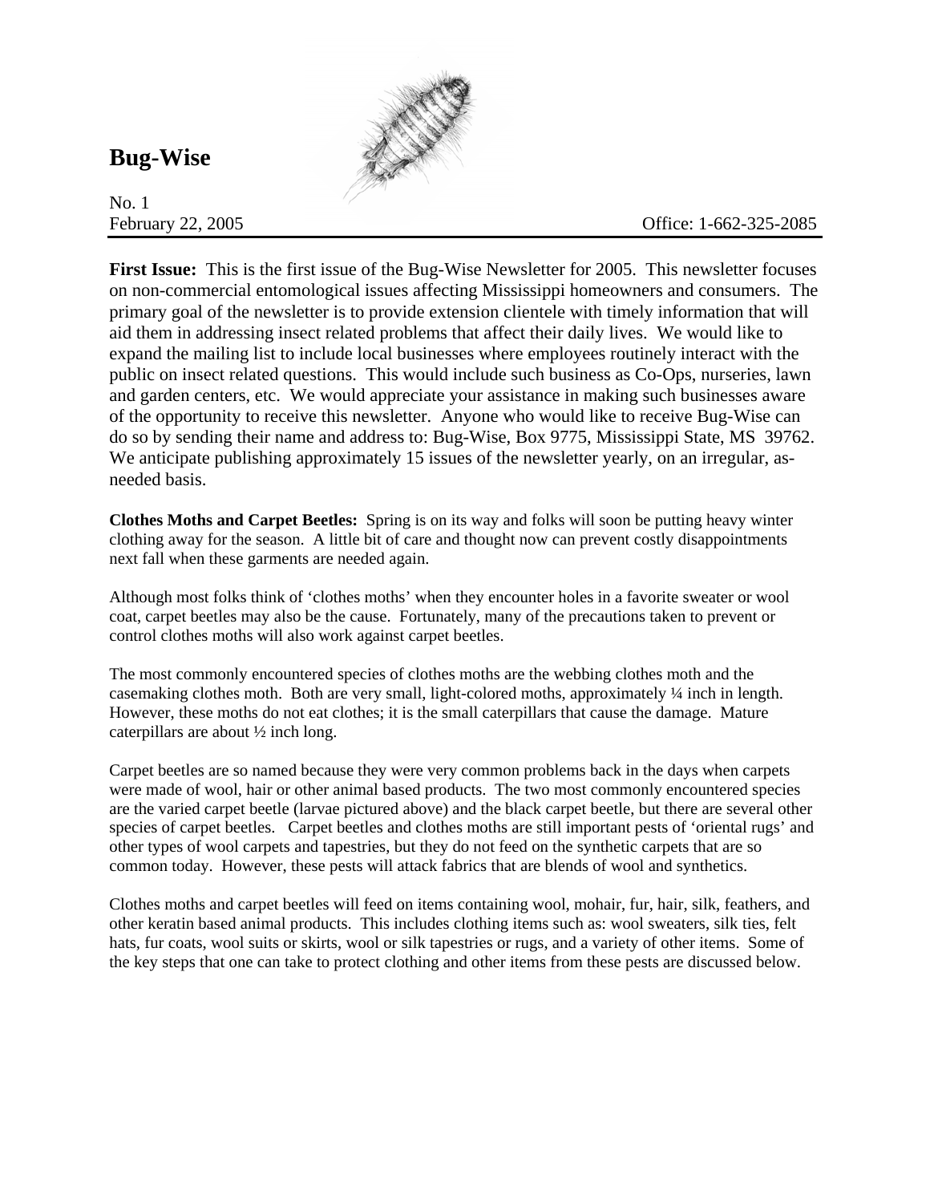# Bug-Wise

No. 1
February 22, 2005

Office: 1-662-325-2085

**First Issue:** This is the first issue of the Bug-Wise Newsletter for 2005. This newsletter focuses on non-commercial entomological issues affecting Mississippi homeowners and consumers. The primary goal of the newsletter is to provide extension clientele with timely information that will aid them in addressing insect related problems that affect their daily lives. We would like to expand the mailing list to include local businesses where employees routinely interact with the public on insect related questions. This would include such business as Co-Ops, nurseries, lawn and garden centers, etc. We would appreciate your assistance in making such businesses aware of the opportunity to receive this newsletter. Anyone who would like to receive Bug-Wise can do so by sending their name and address to: Bug-Wise, Box 9775, Mississippi State, MS 39762. We anticipate publishing approximately 15 issues of the newsletter yearly, on an irregular, as-needed basis.

**Clothes Moths and Carpet Beetles:** Spring is on its way and folks will soon be putting heavy winter clothing away for the season. A little bit of care and thought now can prevent costly disappointments next fall when these garments are needed again.

Although most folks think of 'clothes moths' when they encounter holes in a favorite sweater or wool coat, carpet beetles may also be the cause. Fortunately, many of the precautions taken to prevent or control clothes moths will also work against carpet beetles.

The most commonly encountered species of clothes moths are the webbing clothes moth and the casemaking clothes moth. Both are very small, light-colored moths, approximately ¼ inch in length. However, these moths do not eat clothes; it is the small caterpillars that cause the damage. Mature caterpillars are about ½ inch long.

Carpet beetles are so named because they were very common problems back in the days when carpets were made of wool, hair or other animal based products. The two most commonly encountered species are the varied carpet beetle (larvae pictured above) and the black carpet beetle, but there are several other species of carpet beetles. Carpet beetles and clothes moths are still important pests of 'oriental rugs' and other types of wool carpets and tapestries, but they do not feed on the synthetic carpets that are so common today. However, these pests will attack fabrics that are blends of wool and synthetics.

Clothes moths and carpet beetles will feed on items containing wool, mohair, fur, hair, silk, feathers, and other keratin based animal products. This includes clothing items such as: wool sweaters, silk ties, felt hats, fur coats, wool suits or skirts, wool or silk tapestries or rugs, and a variety of other items. Some of the key steps that one can take to protect clothing and other items from these pests are discussed below.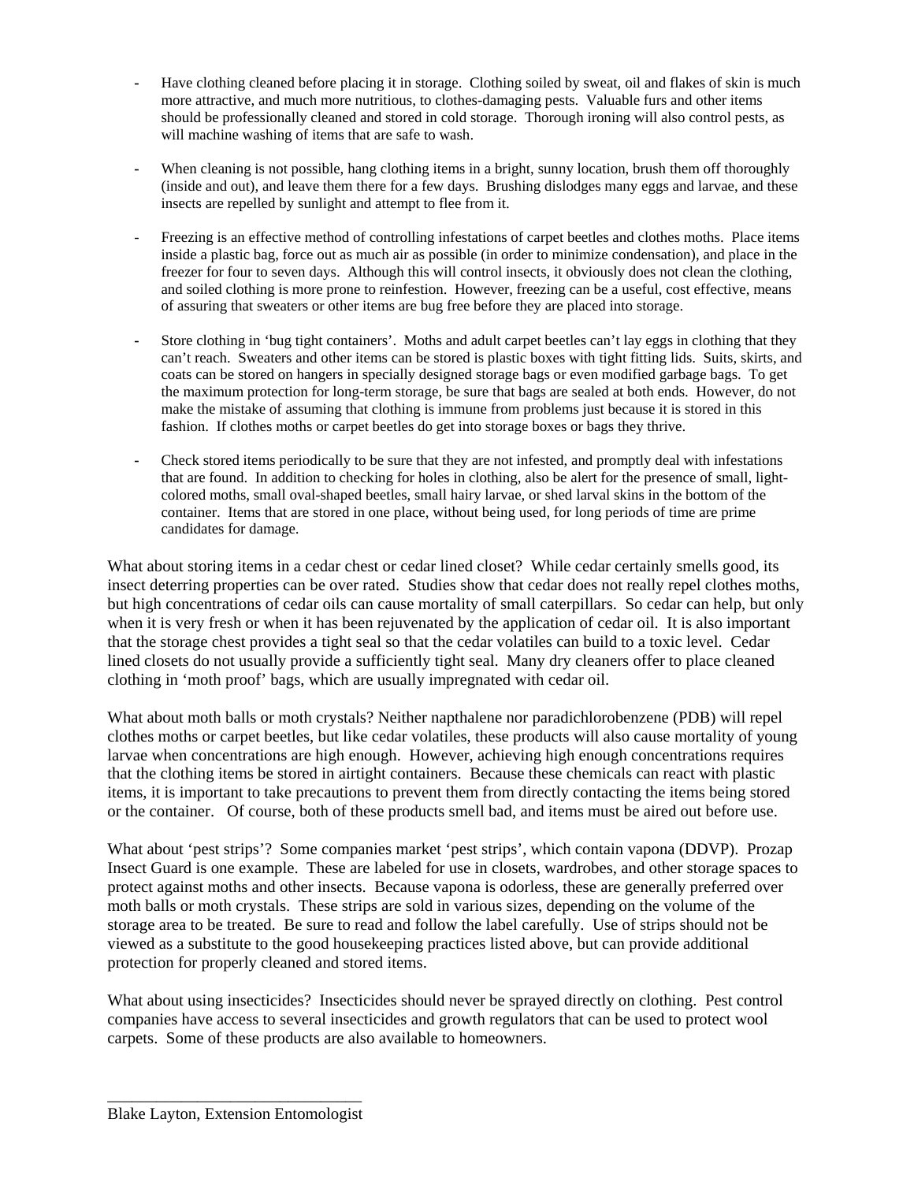- Have clothing cleaned before placing it in storage. Clothing soiled by sweat, oil and flakes of skin is much more attractive, and much more nutritious, to clothes-damaging pests. Valuable furs and other items should be professionally cleaned and stored in cold storage. Thorough ironing will also control pests, as will machine washing of items that are safe to wash.

- When cleaning is not possible, hang clothing items in a bright, sunny location, brush them off thoroughly (inside and out), and leave them there for a few days. Brushing dislodges many eggs and larvae, and these insects are repelled by sunlight and attempt to flee from it.

- Freezing is an effective method of controlling infestations of carpet beetles and clothes moths. Place items inside a plastic bag, force out as much air as possible (in order to minimize condensation), and place in the freezer for four to seven days. Although this will control insects, it obviously does not clean the clothing, and soiled clothing is more prone to reinfestion. However, freezing can be a useful, cost effective, means of assuring that sweaters or other items are bug free before they are placed into storage.

- Store clothing in 'bug tight containers'. Moths and adult carpet beetles can't lay eggs in clothing that they can't reach. Sweaters and other items can be stored is plastic boxes with tight fitting lids. Suits, skirts, and coats can be stored on hangers in specially designed storage bags or even modified garbage bags. To get the maximum protection for long-term storage, be sure that bags are sealed at both ends. However, do not make the mistake of assuming that clothing is immune from problems just because it is stored in this fashion. If clothes moths or carpet beetles do get into storage boxes or bags they thrive.

- Check stored items periodically to be sure that they are not infested, and promptly deal with infestations that are found. In addition to checking for holes in clothing, also be alert for the presence of small, light-colored moths, small oval-shaped beetles, small hairy larvae, or shed larval skins in the bottom of the container. Items that are stored in one place, without being used, for long periods of time are prime candidates for damage.

What about storing items in a cedar chest or cedar lined closet? While cedar certainly smells good, its insect deterring properties can be over rated. Studies show that cedar does not really repel clothes moths, but high concentrations of cedar oils can cause mortality of small caterpillars. So cedar can help, but only when it is very fresh or when it has been rejuvenated by the application of cedar oil. It is also important that the storage chest provides a tight seal so that the cedar volatiles can build to a toxic level. Cedar lined closets do not usually provide a sufficiently tight seal. Many dry cleaners offer to place cleaned clothing in 'moth proof' bags, which are usually impregnated with cedar oil.

What about moth balls or moth crystals? Neither napthalene nor paradichlorobenzene (PDB) will repel clothes moths or carpet beetles, but like cedar volatiles, these products will also cause mortality of young larvae when concentrations are high enough. However, achieving high enough concentrations requires that the clothing items be stored in airtight containers. Because these chemicals can react with plastic items, it is important to take precautions to prevent them from directly contacting the items being stored or the container. Of course, both of these products smell bad, and items must be aired out before use.

What about 'pest strips'? Some companies market 'pest strips', which contain vapona (DDVP). Prozap Insect Guard is one example. These are labeled for use in closets, wardrobes, and other storage spaces to protect against moths and other insects. Because vapona is odorless, these are generally preferred over moth balls or moth crystals. These strips are sold in various sizes, depending on the volume of the storage area to be treated. Be sure to read and follow the label carefully. Use of strips should not be viewed as a substitute to the good housekeeping practices listed above, but can provide additional protection for properly cleaned and stored items.

What about using insecticides? Insecticides should never be sprayed directly on clothing. Pest control companies have access to several insecticides and growth regulators that can be used to protect wool carpets. Some of these products are also available to homeowners.

\_\_\_\_\_\_\_\_\_\_\_\_\_\_\_\_\_\_\_\_\_\_\_\_\_\_\_\_\_\_\_

Blake Layton, Extension Entomologist